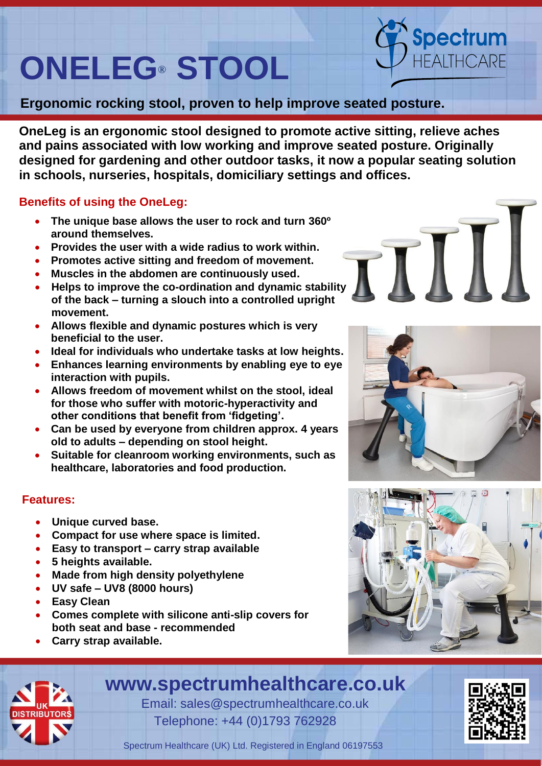# ONELEG® STOOL

**Ergonomic rocking stool, proven to help improve seated posture.**

**OneLeg is an ergonomic stool designed to promote active sitting, relieve aches and pains associated with low working and improve seated posture. Originally designed for gardening and other outdoor tasks, it now a popular seating solution in schools, nurseries, hospitals, domiciliary settings and offices.**

## Benefits of using the OneLeg:

- **The unique base allows the user to rock and turn 360º around themselves.**
- **Provides the user with a wide radius to work within.**
- **Promotes active sitting and freedom of movement.**
- **Muscles in the abdomen are continuously used.**
- **Helps to improve the co-ordination and dynamic stability of the back – turning a slouch into a controlled upright movement.**
- **Allows flexible and dynamic postures which is very beneficial to the user.**
- **Ideal for individuals who undertake tasks at low heights.**
- **Enhances learning environments by enabling eye to eye interaction with pupils.**
- **Allows freedom of movement whilst on the stool, ideal for those who suffer with motoric-hyperactivity and other conditions that benefit from 'fidgeting'.**
- **Can be used by everyone from children approx. 4 years old to adults – depending on stool height.**
- **Suitable for cleanroom working environments, such as healthcare, laboratories and food production.**

## Features:

- **Unique curved base.**
- **Compact for use where space is limited.**
- **Easy to transport – carry strap available**
- **5 heights available.**
- **Made from high density polyethylene**
- **UV safe – UV8 (8000 hours)**
- **Easy Clean**
- **Comes complete with silicone anti-slip covers for both seat and base - recommended**
- **Carry strap available.**

UK DISTRIBUTORS

**www.spectrumhealthcare.co.uk**

Email: sales@spectrumhealthcare.co.uk

Telephone: +44 (0)1793 762928

Spectrum Healthcare (UK) Ltd. Registered in England 06197553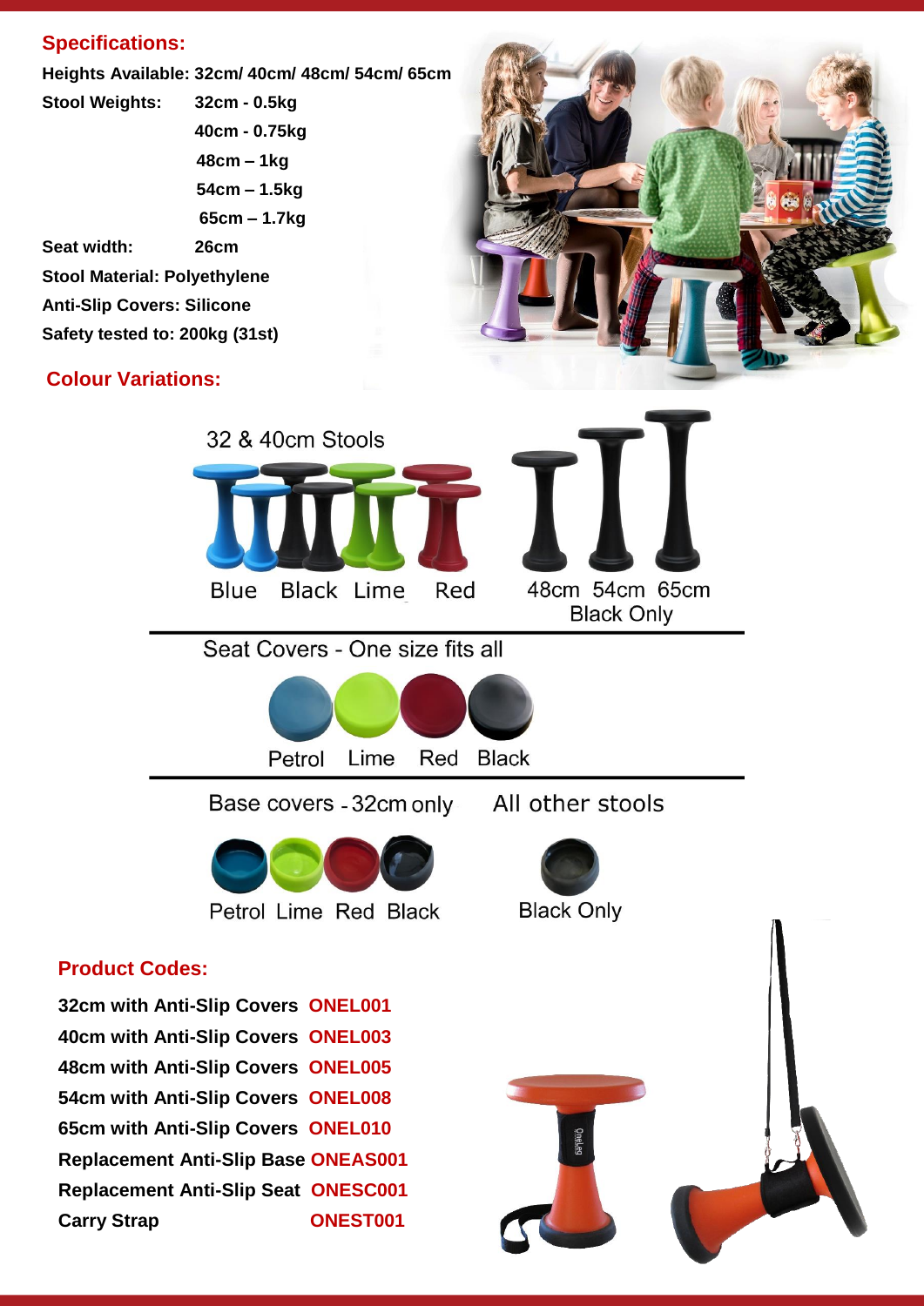## Specifications:

**Heights Available: 32cm/ 40cm/ 48cm/ 54cm/ 65cm**

| | |
|---|---|
| **Stool Weights:** | **32cm - 0.5kg** |
| | **40cm - 0.75kg** |
| | **48cm – 1kg** |
| | **54cm – 1.5kg** |
| | **65cm – 1.7kg** |
| **Seat width:** | **26cm** |

**Stool Material: Polyethylene**

**Anti-Slip Covers: Silicone**

**Safety tested to: 200kg (31st)**

## Colour Variations:

32 & 40cm Stools

Blue Black Lime Red

48cm 54cm 65cm
Black Only

Seat Covers - One size fits all

Petrol Lime Red Black

Base covers - 32cm only

Petrol Lime Red Black

All other stools

Black Only

## Product Codes:

| | |
|---|---|
| **32cm with Anti-Slip Covers** | **ONEL001** |
| **40cm with Anti-Slip Covers** | **ONEL003** |
| **48cm with Anti-Slip Covers** | **ONEL005** |
| **54cm with Anti-Slip Covers** | **ONEL008** |
| **65cm with Anti-Slip Covers** | **ONEL010** |
| **Replacement Anti-Slip Base** | **ONEAS001** |
| **Replacement Anti-Slip Seat** | **ONESC001** |
| **Carry Strap** | **ONEST001** |